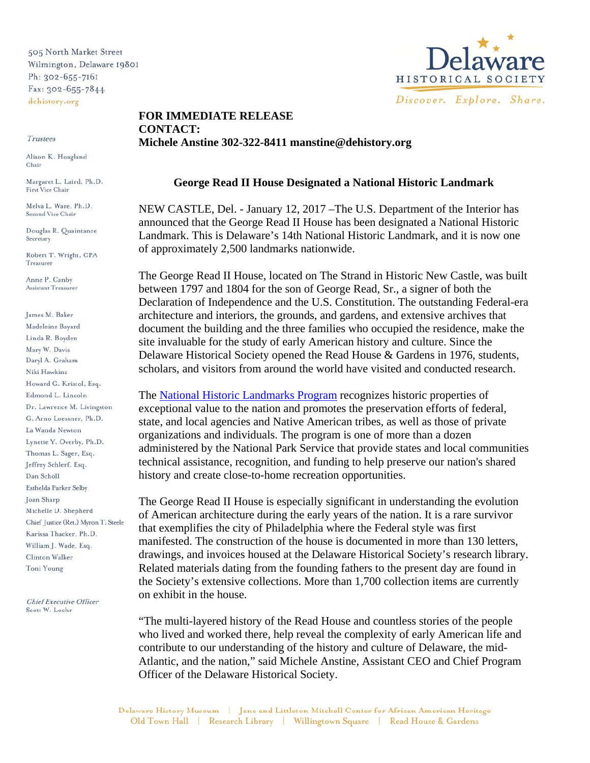505 North Market Street
Wilmington, Delaware 19801
Ph: 302-655-7161
Fax: 302-655-7844
dehistory.org

**Delaware HISTORICAL SOCIETY**
*Discover. Explore. Share.*

*Trustees*

Alison K. Hoagland, Chair
Margaret L. Laird, Ph.D., First Vice Chair
Melva L. Ware, Ph.D., Second Vice Chair
Douglas R. Quaintance, Secretary
Robert T. Wright, CPA, Treasurer
Anne P. Canby, Assistant Treasurer

James M. Baker
Madeleine Bayard
Linda R. Boyden
Mary W. Davis
Daryl A. Graham
Niki Hawkins
Howard G. Kristol, Esq.
Edmond L. Lincoln
Dr. Lawrence M. Livingston
G. Arno Loessner, Ph.D.
La Wanda Newton
Lynette Y. Overby, Ph.D.
Thomas L. Sager, Esq.
Jeffrey Schlerf, Esq.
Dan Scholl
Esthelda Parker Selby
Joan Sharp
Michelle D. Shepherd
Chief Justice (Ret.) Myron T. Steele
Karissa Thacker, Ph.D.
William J. Wade, Esq.
Clinton Walker
Toni Young

*Chief Executive Officer*
Scott W. Loehr

**FOR IMMEDIATE RELEASE**
**CONTACT:**
**Michele Anstine 302-322-8411 manstine@dehistory.org**

## George Read II House Designated a National Historic Landmark

NEW CASTLE, Del. - January 12, 2017 –The U.S. Department of the Interior has announced that the George Read II House has been designated a National Historic Landmark. This is Delaware's 14th National Historic Landmark, and it is now one of approximately 2,500 landmarks nationwide.

The George Read II House, located on The Strand in Historic New Castle, was built between 1797 and 1804 for the son of George Read, Sr., a signer of both the Declaration of Independence and the U.S. Constitution. The outstanding Federal-era architecture and interiors, the grounds, and gardens, and extensive archives that document the building and the three families who occupied the residence, make the site invaluable for the study of early American history and culture. Since the Delaware Historical Society opened the Read House & Gardens in 1976, students, scholars, and visitors from around the world have visited and conducted research.

The National Historic Landmarks Program recognizes historic properties of exceptional value to the nation and promotes the preservation efforts of federal, state, and local agencies and Native American tribes, as well as those of private organizations and individuals. The program is one of more than a dozen administered by the National Park Service that provide states and local communities technical assistance, recognition, and funding to help preserve our nation's shared history and create close-to-home recreation opportunities.

The George Read II House is especially significant in understanding the evolution of American architecture during the early years of the nation. It is a rare survivor that exemplifies the city of Philadelphia where the Federal style was first manifested. The construction of the house is documented in more than 130 letters, drawings, and invoices housed at the Delaware Historical Society's research library. Related materials dating from the founding fathers to the present day are found in the Society's extensive collections. More than 1,700 collection items are currently on exhibit in the house.

"The multi-layered history of the Read House and countless stories of the people who lived and worked there, help reveal the complexity of early American life and contribute to our understanding of the history and culture of Delaware, the mid-Atlantic, and the nation," said Michele Anstine, Assistant CEO and Chief Program Officer of the Delaware Historical Society.

Delaware History Museum | Jane and Littleton Mitchell Center for African American Heritage
Old Town Hall | Research Library | Willingtown Square | Read House & Gardens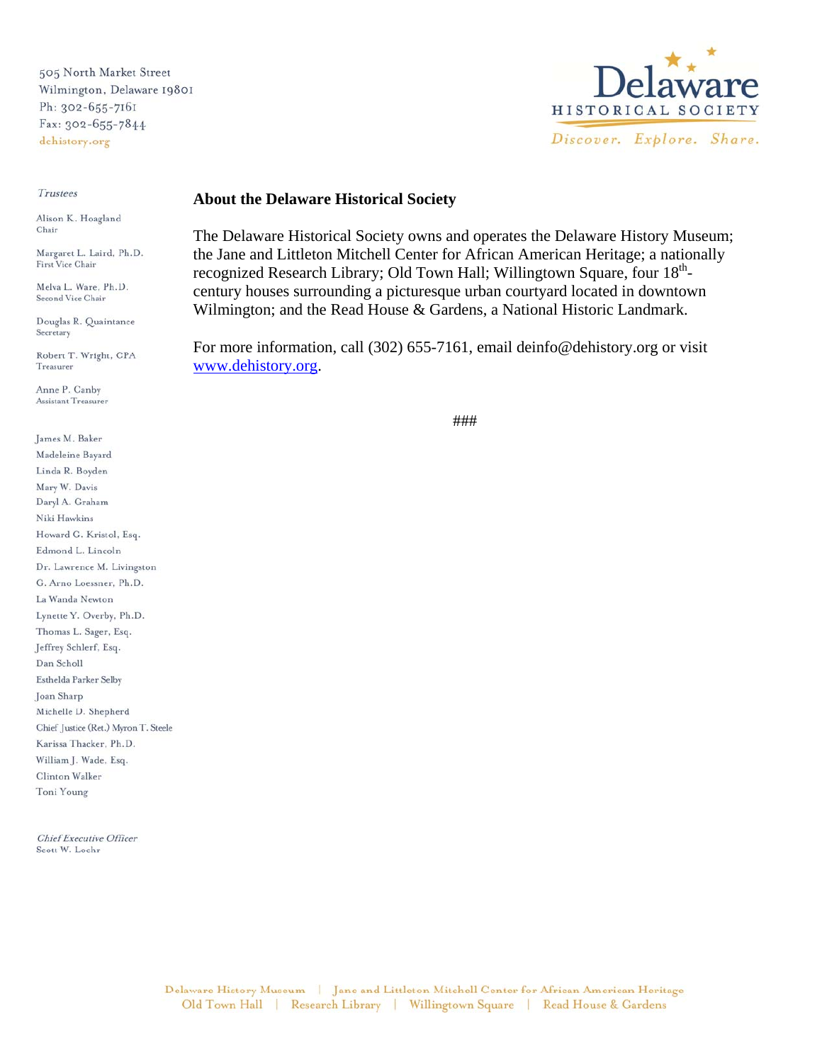505 North Market Street
Wilmington, Delaware 19801
Ph: 302-655-7161
Fax: 302-655-7844
dehistory.org

Delaware HISTORICAL SOCIETY
*Discover. Explore. Share.*

*Trustees*

Alison K. Hoagland
Chair

Margaret L. Laird, Ph.D.
First Vice Chair

Melva L. Ware, Ph.D.
Second Vice Chair

Douglas R. Quaintance
Secretary

Robert T. Wright, CPA
Treasurer

Anne P. Canby
Assistant Treasurer

James M. Baker
Madeleine Bayard
Linda R. Boyden
Mary W. Davis
Daryl A. Graham
Niki Hawkins
Howard G. Kristol, Esq.
Edmond L. Lincoln
Dr. Lawrence M. Livingston
G. Arno Loessner, Ph.D.
La Wanda Newton
Lynette Y. Overby, Ph.D.
Thomas L. Sager, Esq.
Jeffrey Schlerf, Esq.
Dan Scholl
Esthelda Parker Selby
Joan Sharp
Michelle D. Shepherd
Chief Justice (Ret.) Myron T. Steele
Karissa Thacker, Ph.D.
William J. Wade, Esq.
Clinton Walker
Toni Young

*Chief Executive Officer*
Scott W. Loehr

**About the Delaware Historical Society**

The Delaware Historical Society owns and operates the Delaware History Museum; the Jane and Littleton Mitchell Center for African American Heritage; a nationally recognized Research Library; Old Town Hall; Willingtown Square, four 18th-century houses surrounding a picturesque urban courtyard located in downtown Wilmington; and the Read House & Gardens, a National Historic Landmark.

For more information, call (302) 655-7161, email deinfo@dehistory.org or visit [www.dehistory.org](http://www.dehistory.org).

###

Delaware History Museum | Jane and Littleton Mitchell Center for African American Heritage
Old Town Hall | Research Library | Willingtown Square | Read House & Gardens